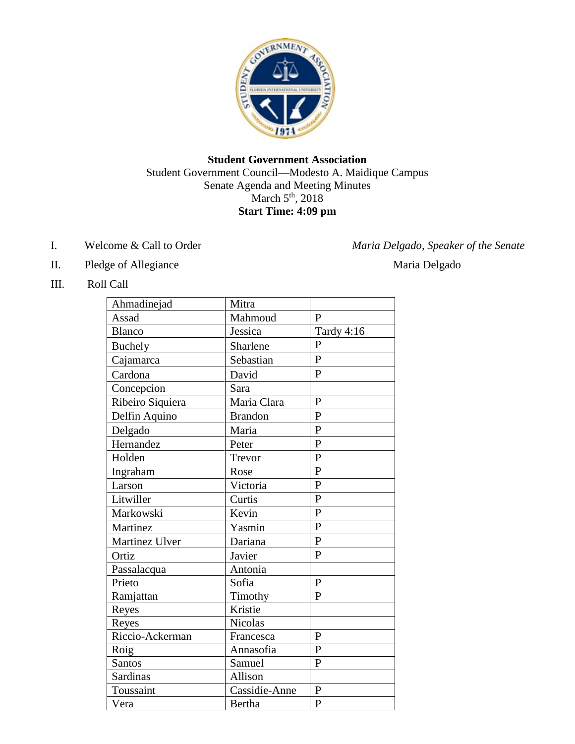**Student Government Association**

Student Government Council—Modesto A. Maidique Campus

Senate Agenda and Meeting Minutes

March 5th, 2018

**Start Time: 4:09 pm**

I. Welcome & Call to Order *Maria Delgado, Speaker of the Senate*

II. Pledge of Allegiance Maria Delgado

III. Roll Call

| | | |
|---|---|---|
| Ahmadinejad | Mitra | |
| Assad | Mahmoud | P |
| Blanco | Jessica | Tardy 4:16 |
| Buchely | Sharlene | P |
| Cajamarca | Sebastian | P |
| Cardona | David | P |
| Concepcion | Sara | |
| Ribeiro Siquiera | Maria Clara | P |
| Delfin Aquino | Brandon | P |
| Delgado | Maria | P |
| Hernandez | Peter | P |
| Holden | Trevor | P |
| Ingraham | Rose | P |
| Larson | Victoria | P |
| Litwiller | Curtis | P |
| Markowski | Kevin | P |
| Martinez | Yasmin | P |
| Martinez Ulver | Dariana | P |
| Ortiz | Javier | P |
| Passalacqua | Antonia | |
| Prieto | Sofia | P |
| Ramjattan | Timothy | P |
| Reyes | Kristie | |
| Reyes | Nicolas | |
| Riccio-Ackerman | Francesca | P |
| Roig | Annasofia | P |
| Santos | Samuel | P |
| Sardinas | Allison | |
| Toussaint | Cassidie-Anne | P |
| Vera | Bertha | P |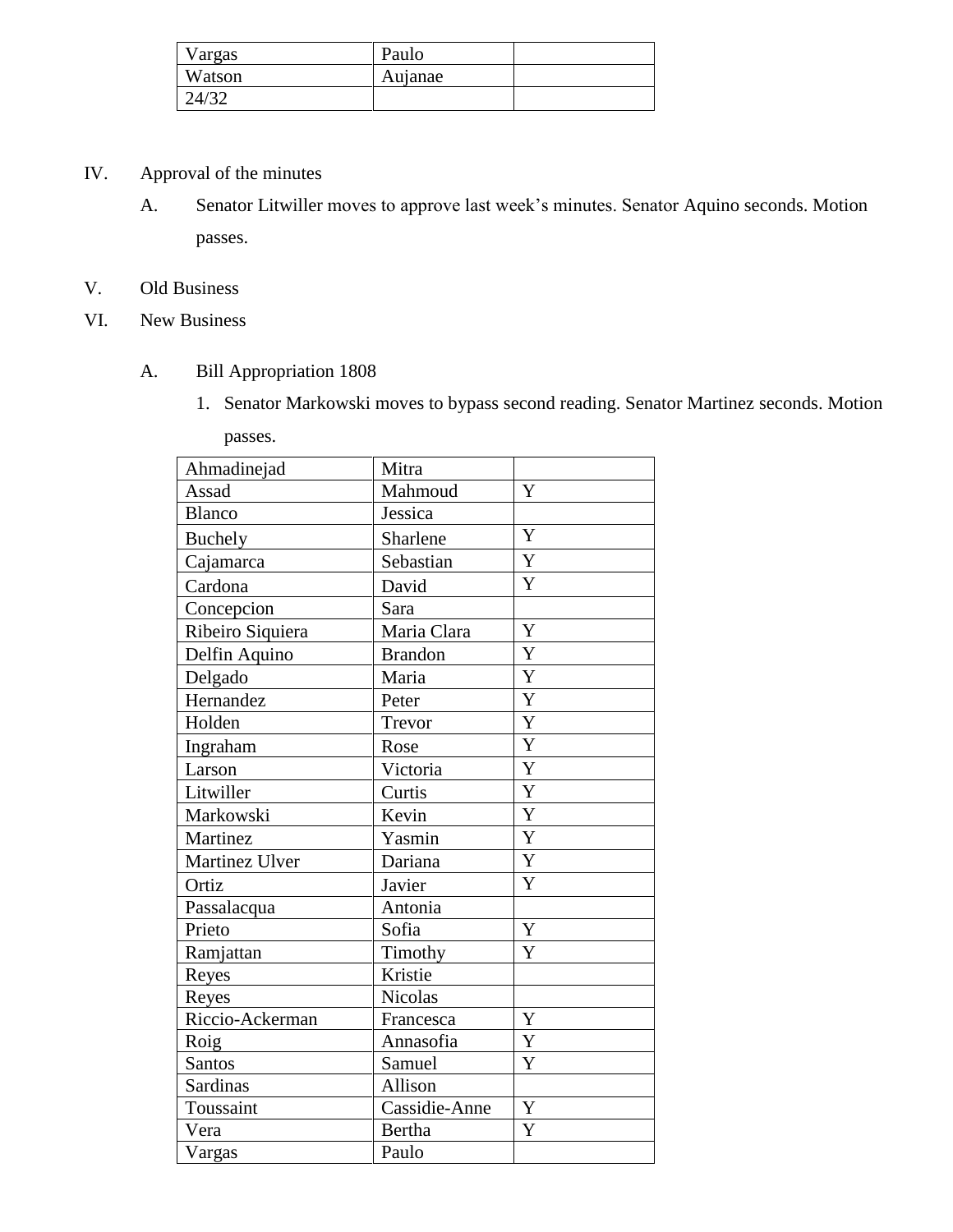| Vargas | Paulo | |
|---|---|---|
| Watson | Aujanae | |
| 24/32 | | |

IV. Approval of the minutes

A. Senator Litwiller moves to approve last week's minutes. Senator Aquino seconds. Motion passes.

V. Old Business

VI. New Business

A. Bill Appropriation 1808

1. Senator Markowski moves to bypass second reading. Senator Martinez seconds. Motion passes.

| Ahmadinejad | Mitra | |
|---|---|---|
| Assad | Mahmoud | Y |
| Blanco | Jessica | |
| Buchely | Sharlene | Y |
| Cajamarca | Sebastian | Y |
| Cardona | David | Y |
| Concepcion | Sara | |
| Ribeiro Siquiera | Maria Clara | Y |
| Delfin Aquino | Brandon | Y |
| Delgado | Maria | Y |
| Hernandez | Peter | Y |
| Holden | Trevor | Y |
| Ingraham | Rose | Y |
| Larson | Victoria | Y |
| Litwiller | Curtis | Y |
| Markowski | Kevin | Y |
| Martinez | Yasmin | Y |
| Martinez Ulver | Dariana | Y |
| Ortiz | Javier | Y |
| Passalacqua | Antonia | |
| Prieto | Sofia | Y |
| Ramjattan | Timothy | Y |
| Reyes | Kristie | |
| Reyes | Nicolas | |
| Riccio-Ackerman | Francesca | Y |
| Roig | Annasofia | Y |
| Santos | Samuel | Y |
| Sardinas | Allison | |
| Toussaint | Cassidie-Anne | Y |
| Vera | Bertha | Y |
| Vargas | Paulo | |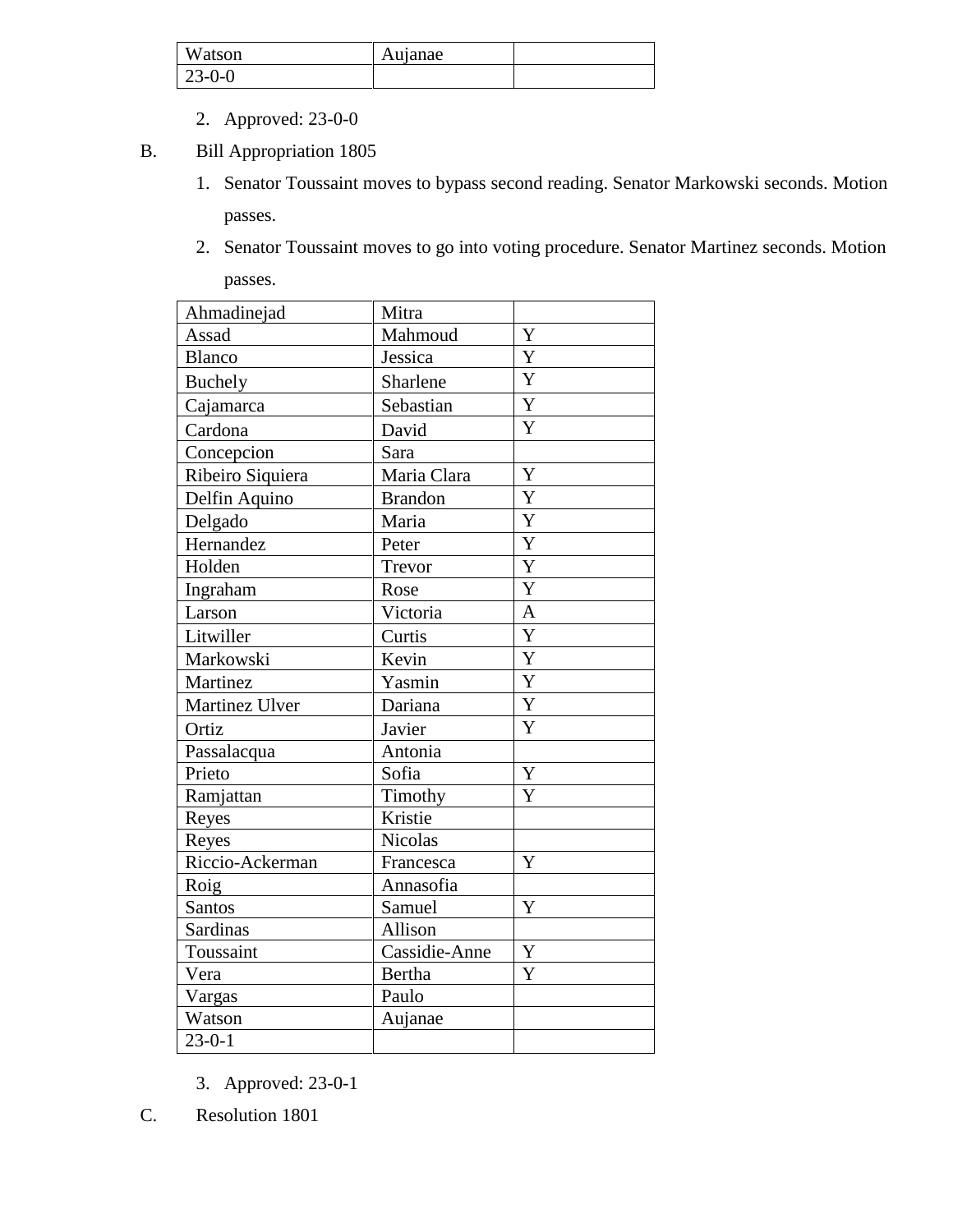| Watson | Aujanae | |
|---|---|---|
| 23-0-0 | | |

2. Approved: 23-0-0

B. Bill Appropriation 1805

1. Senator Toussaint moves to bypass second reading. Senator Markowski seconds. Motion passes.
2. Senator Toussaint moves to go into voting procedure. Senator Martinez seconds. Motion passes.

| Ahmadinejad | Mitra | |
|---|---|---|
| Assad | Mahmoud | Y |
| Blanco | Jessica | Y |
| Buchely | Sharlene | Y |
| Cajamarca | Sebastian | Y |
| Cardona | David | Y |
| Concepcion | Sara | |
| Ribeiro Siquiera | Maria Clara | Y |
| Delfin Aquino | Brandon | Y |
| Delgado | Maria | Y |
| Hernandez | Peter | Y |
| Holden | Trevor | Y |
| Ingraham | Rose | Y |
| Larson | Victoria | A |
| Litwiller | Curtis | Y |
| Markowski | Kevin | Y |
| Martinez | Yasmin | Y |
| Martinez Ulver | Dariana | Y |
| Ortiz | Javier | Y |
| Passalacqua | Antonia | |
| Prieto | Sofia | Y |
| Ramjattan | Timothy | Y |
| Reyes | Kristie | |
| Reyes | Nicolas | |
| Riccio-Ackerman | Francesca | Y |
| Roig | Annasofia | |
| Santos | Samuel | Y |
| Sardinas | Allison | |
| Toussaint | Cassidie-Anne | Y |
| Vera | Bertha | Y |
| Vargas | Paulo | |
| Watson | Aujanae | |
| 23-0-1 | | |

3. Approved: 23-0-1

C. Resolution 1801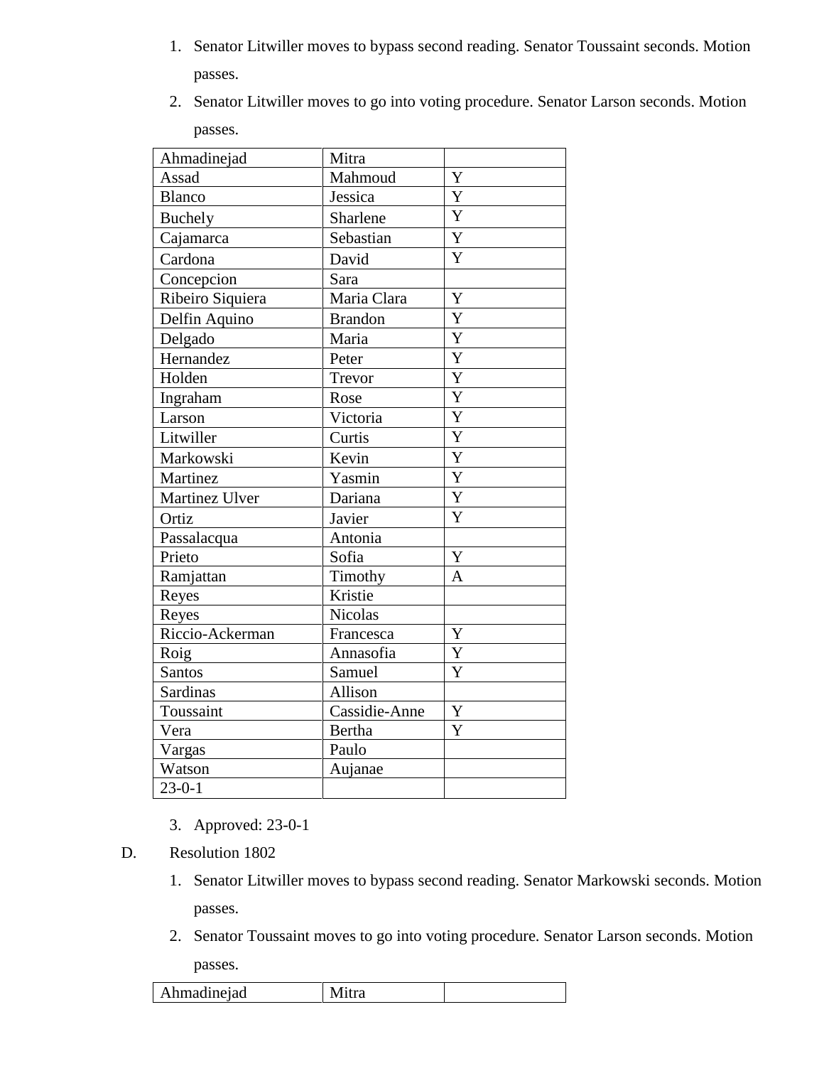1. Senator Litwiller moves to bypass second reading. Senator Toussaint seconds. Motion passes.
2. Senator Litwiller moves to go into voting procedure. Senator Larson seconds. Motion passes.

| Ahmadinejad | Mitra | |
|---|---|---|
| Assad | Mahmoud | Y |
| Blanco | Jessica | Y |
| Buchely | Sharlene | Y |
| Cajamarca | Sebastian | Y |
| Cardona | David | Y |
| Concepcion | Sara | |
| Ribeiro Siquiera | Maria Clara | Y |
| Delfin Aquino | Brandon | Y |
| Delgado | Maria | Y |
| Hernandez | Peter | Y |
| Holden | Trevor | Y |
| Ingraham | Rose | Y |
| Larson | Victoria | Y |
| Litwiller | Curtis | Y |
| Markowski | Kevin | Y |
| Martinez | Yasmin | Y |
| Martinez Ulver | Dariana | Y |
| Ortiz | Javier | Y |
| Passalacqua | Antonia | |
| Prieto | Sofia | Y |
| Ramjattan | Timothy | A |
| Reyes | Kristie | |
| Reyes | Nicolas | |
| Riccio-Ackerman | Francesca | Y |
| Roig | Annasofia | Y |
| Santos | Samuel | Y |
| Sardinas | Allison | |
| Toussaint | Cassidie-Anne | Y |
| Vera | Bertha | Y |
| Vargas | Paulo | |
| Watson | Aujanae | |
| 23-0-1 | | |

3. Approved: 23-0-1

D. Resolution 1802

1. Senator Litwiller moves to bypass second reading. Senator Markowski seconds. Motion passes.
2. Senator Toussaint moves to go into voting procedure. Senator Larson seconds. Motion passes.

| Ahmadinejad | Mitra | |
|---|---|---|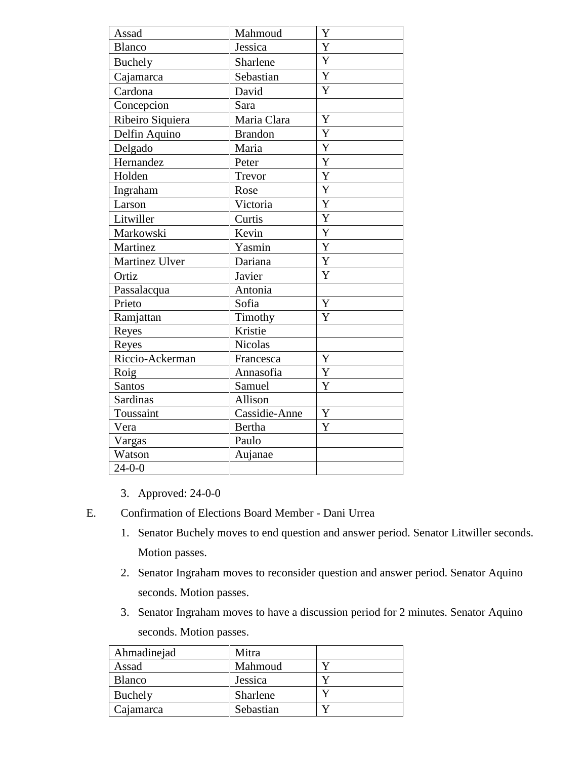| Assad | Mahmoud | Y |
|---|---|---|
| Blanco | Jessica | Y |
| Buchely | Sharlene | Y |
| Cajamarca | Sebastian | Y |
| Cardona | David | Y |
| Concepcion | Sara | |
| Ribeiro Siquiera | Maria Clara | Y |
| Delfin Aquino | Brandon | Y |
| Delgado | Maria | Y |
| Hernandez | Peter | Y |
| Holden | Trevor | Y |
| Ingraham | Rose | Y |
| Larson | Victoria | Y |
| Litwiller | Curtis | Y |
| Markowski | Kevin | Y |
| Martinez | Yasmin | Y |
| Martinez Ulver | Dariana | Y |
| Ortiz | Javier | Y |
| Passalacqua | Antonia | |
| Prieto | Sofia | Y |
| Ramjattan | Timothy | Y |
| Reyes | Kristie | |
| Reyes | Nicolas | |
| Riccio-Ackerman | Francesca | Y |
| Roig | Annasofia | Y |
| Santos | Samuel | Y |
| Sardinas | Allison | |
| Toussaint | Cassidie-Anne | Y |
| Vera | Bertha | Y |
| Vargas | Paulo | |
| Watson | Aujanae | |
| 24-0-0 | | |

3. Approved: 24-0-0

E. Confirmation of Elections Board Member - Dani Urrea

1. Senator Buchely moves to end question and answer period. Senator Litwiller seconds. Motion passes.
2. Senator Ingraham moves to reconsider question and answer period. Senator Aquino seconds. Motion passes.
3. Senator Ingraham moves to have a discussion period for 2 minutes. Senator Aquino seconds. Motion passes.

| Ahmadinejad | Mitra | |
|---|---|---|
| Assad | Mahmoud | Y |
| Blanco | Jessica | Y |
| Buchely | Sharlene | Y |
| Cajamarca | Sebastian | Y |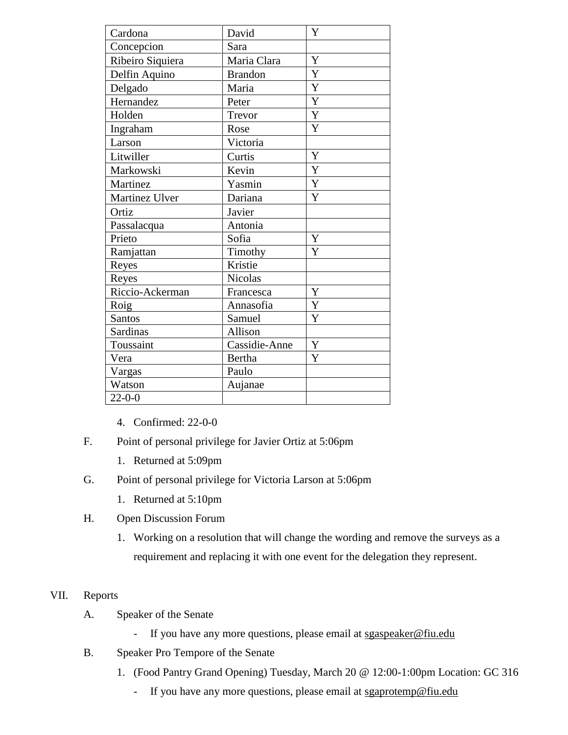| Cardona | David | Y |
|---|---|---|
| Concepcion | Sara | |
| Ribeiro Siquiera | Maria Clara | Y |
| Delfin Aquino | Brandon | Y |
| Delgado | Maria | Y |
| Hernandez | Peter | Y |
| Holden | Trevor | Y |
| Ingraham | Rose | Y |
| Larson | Victoria | |
| Litwiller | Curtis | Y |
| Markowski | Kevin | Y |
| Martinez | Yasmin | Y |
| Martinez Ulver | Dariana | Y |
| Ortiz | Javier | |
| Passalacqua | Antonia | |
| Prieto | Sofia | Y |
| Ramjattan | Timothy | Y |
| Reyes | Kristie | |
| Reyes | Nicolas | |
| Riccio-Ackerman | Francesca | Y |
| Roig | Annasofia | Y |
| Santos | Samuel | Y |
| Sardinas | Allison | |
| Toussaint | Cassidie-Anne | Y |
| Vera | Bertha | Y |
| Vargas | Paulo | |
| Watson | Aujanae | |
| 22-0-0 | | |

4. Confirmed: 22-0-0

F. Point of personal privilege for Javier Ortiz at 5:06pm
   1. Returned at 5:09pm

G. Point of personal privilege for Victoria Larson at 5:06pm
   1. Returned at 5:10pm

H. Open Discussion Forum
   1. Working on a resolution that will change the wording and remove the surveys as a requirement and replacing it with one event for the delegation they represent.

VII. Reports

A. Speaker of the Senate
   - If you have any more questions, please email at sgaspeaker@fiu.edu

B. Speaker Pro Tempore of the Senate
   1. (Food Pantry Grand Opening) Tuesday, March 20 @ 12:00-1:00pm Location: GC 316
      - If you have any more questions, please email at sgaprotemp@fiu.edu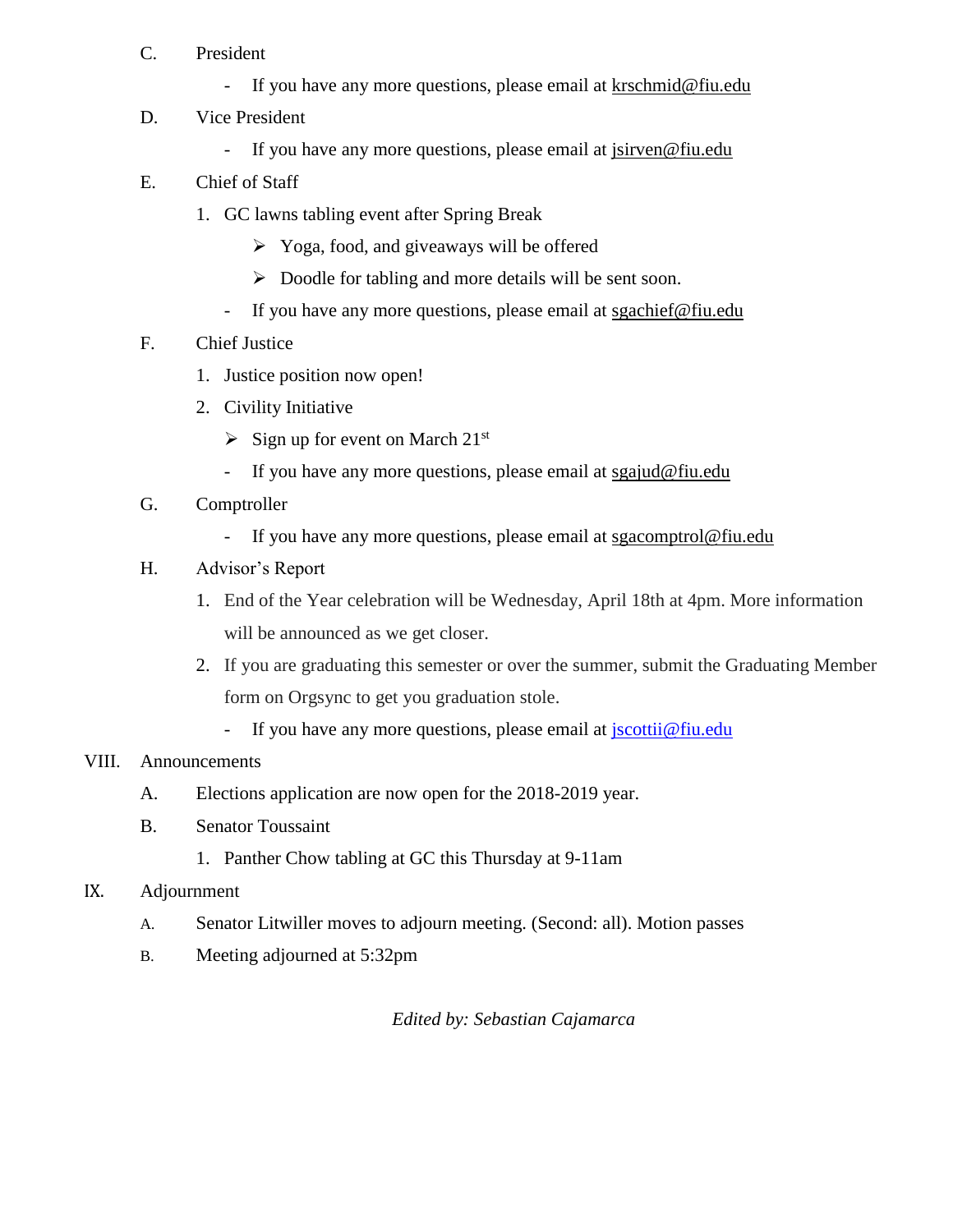C. President

- If you have any more questions, please email at krschmid@fiu.edu

D. Vice President

- If you have any more questions, please email at jsirven@fiu.edu

E. Chief of Staff

1. GC lawns tabling event after Spring Break
    - ➢ Yoga, food, and giveaways will be offered
    - ➢ Doodle for tabling and more details will be sent soon.

- If you have any more questions, please email at sgachief@fiu.edu

F. Chief Justice

1. Justice position now open!
2. Civility Initiative
    - ➢ Sign up for event on March 21st

- If you have any more questions, please email at sgajud@fiu.edu

G. Comptroller

- If you have any more questions, please email at sgacomptrol@fiu.edu

H. Advisor's Report

1. End of the Year celebration will be Wednesday, April 18th at 4pm. More information will be announced as we get closer.
2. If you are graduating this semester or over the summer, submit the Graduating Member form on Orgsync to get you graduation stole.

- If you have any more questions, please email at jscottii@fiu.edu

VIII. Announcements

A. Elections application are now open for the 2018-2019 year.

B. Senator Toussaint

1. Panther Chow tabling at GC this Thursday at 9-11am

IX. Adjournment

A. Senator Litwiller moves to adjourn meeting. (Second: all). Motion passes

B. Meeting adjourned at 5:32pm

*Edited by: Sebastian Cajamarca*